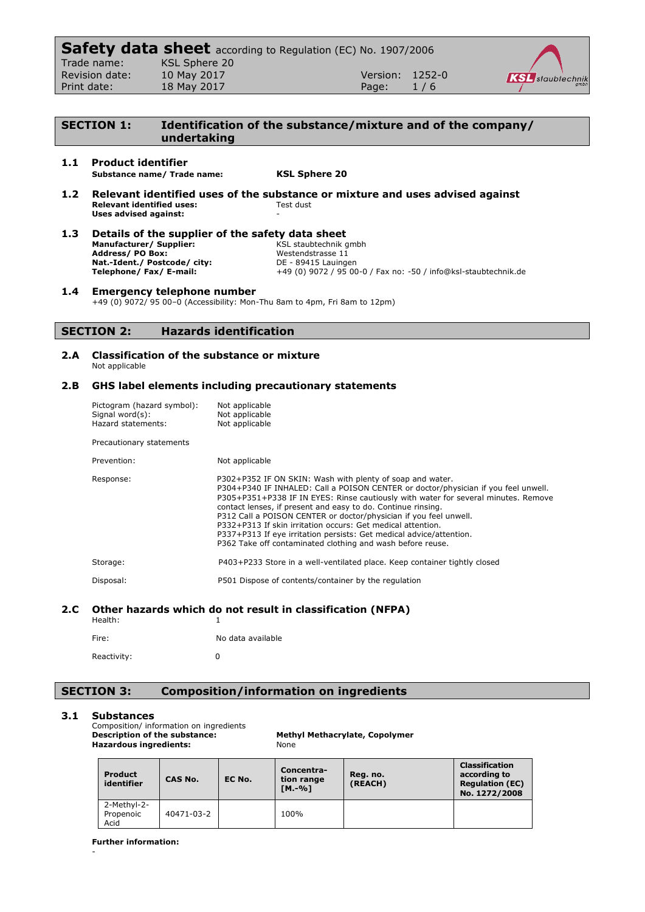# Safety data sheet according to Regulation (EC) No. 1907/2006

Trade name: KSL Sphere 20
Revision date: 10 May 2017
Print date: 18 May 2017
Version: 1252-0

## SECTION 1: Identification of the substance/mixture and of the company/ undertaking

### 1.1 Product identifier

**Substance name/ Trade name:** **KSL Sphere 20**

### 1.2 Relevant identified uses of the substance or mixture and uses advised against

**Relevant identified uses:** Test dust
**Uses advised against:** -

### 1.3 Details of the supplier of the safety data sheet

**Manufacturer/ Supplier:** KSL staubtechnik gmbh
**Address/ PO Box:** Westendstrasse 11
**Nat.-Ident./ Postcode/ city:** DE - 89415 Lauingen
**Telephone/ Fax/ E-mail:** +49 (0) 9072 / 95 00-0 / Fax no: -50 / info@ksl-staubtechnik.de

### 1.4 Emergency telephone number

+49 (0) 9072/ 95 00–0 (Accessibility: Mon-Thu 8am to 4pm, Fri 8am to 12pm)

## SECTION 2: Hazards identification

### 2.A Classification of the substance or mixture

Not applicable

### 2.B GHS label elements including precautionary statements

Pictogram (hazard symbol): Not applicable
Signal word(s): Not applicable
Hazard statements: Not applicable

Precautionary statements

Prevention: Not applicable

Response:
P302+P352 IF ON SKIN: Wash with plenty of soap and water.
P304+P340 IF INHALED: Call a POISON CENTER or doctor/physician if you feel unwell.
P305+P351+P338 IF IN EYES: Rinse cautiously with water for several minutes. Remove contact lenses, if present and easy to do. Continue rinsing.
P312 Call a POISON CENTER or doctor/physician if you feel unwell.
P332+P313 If skin irritation occurs: Get medical attention.
P337+P313 If eye irritation persists: Get medical advice/attention.
P362 Take off contaminated clothing and wash before reuse.

Storage: P403+P233 Store in a well-ventilated place. Keep container tightly closed

Disposal: P501 Dispose of contents/container by the regulation

### 2.C Other hazards which do not result in classification (NFPA)

Health: 1

Fire: No data available

Reactivity: 0

## SECTION 3: Composition/information on ingredients

### 3.1 Substances

Composition/ information on ingredients
**Description of the substance:** **Methyl Methacrylate, Copolymer**
**Hazardous ingredients:** None

| Product identifier | CAS No. | EC No. | Concentra-tion range [M.-%] | Reg. no. (REACH) | Classification according to Regulation (EC) No. 1272/2008 |
|---|---|---|---|---|---|
| 2-Methyl-2-Propenoic Acid | 40471-03-2 | | 100% | | |

**Further information:**
-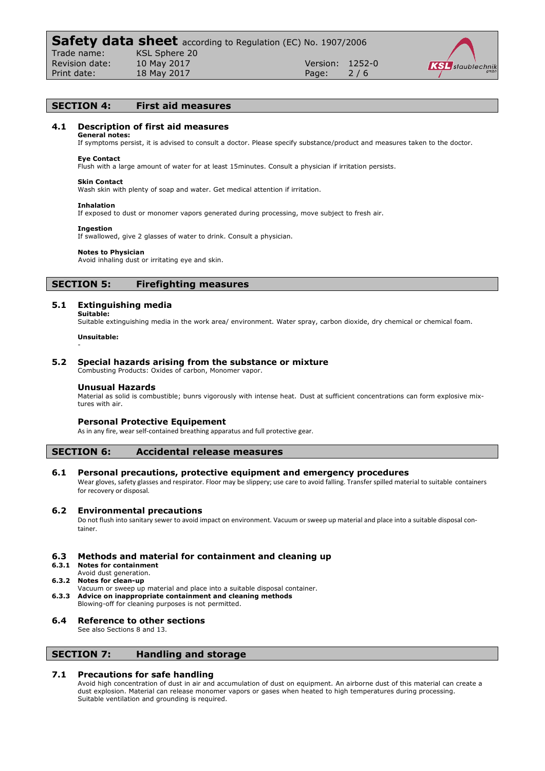## SECTION 4: First aid measures

### 4.1 Description of first aid measures

**General notes:**
If symptoms persist, it is advised to consult a doctor. Please specify substance/product and measures taken to the doctor.

**Eye Contact**
Flush with a large amount of water for at least 15minutes. Consult a physician if irritation persists.

**Skin Contact**
Wash skin with plenty of soap and water. Get medical attention if irritation.

**Inhalation**
If exposed to dust or monomer vapors generated during processing, move subject to fresh air.

**Ingestion**
If swallowed, give 2 glasses of water to drink. Consult a physician.

**Notes to Physician**
Avoid inhaling dust or irritating eye and skin.

## SECTION 5: Firefighting measures

### 5.1 Extinguishing media

**Suitable:**
Suitable extinguishing media in the work area/ environment. Water spray, carbon dioxide, dry chemical or chemical foam.

**Unsuitable:**
-

### 5.2 Special hazards arising from the substance or mixture

Combusting Products: Oxides of carbon, Monomer vapor.

#### Unusual Hazards

Material as solid is combustible; bunrs vigorously with intense heat. Dust at sufficient concentrations can form explosive mixtures with air.

#### Personal Protective Equipement

As in any fire, wear self-contained breathing apparatus and full protective gear.

## SECTION 6: Accidental release measures

### 6.1 Personal precautions, protective equipment and emergency procedures

Wear gloves, safety glasses and respirator. Floor may be slippery; use care to avoid falling. Transfer spilled material to suitable containers for recovery or disposal.

### 6.2 Environmental precautions

Do not flush into sanitary sewer to avoid impact on environment. Vacuum or sweep up material and place into a suitable disposal container.

### 6.3 Methods and material for containment and cleaning up

**6.3.1 Notes for containment**
Avoid dust generation.

**6.3.2 Notes for clean-up**
Vacuum or sweep up material and place into a suitable disposal container.

**6.3.3 Advice on inappropriate containment and cleaning methods**
Blowing-off for cleaning purposes is not permitted.

### 6.4 Reference to other sections

See also Sections 8 and 13.

## SECTION 7: Handling and storage

### 7.1 Precautions for safe handling

Avoid high concentration of dust in air and accumulation of dust on equipment. An airborne dust of this material can create a dust explosion. Material can release monomer vapors or gases when heated to high temperatures during processing. Suitable ventilation and grounding is required.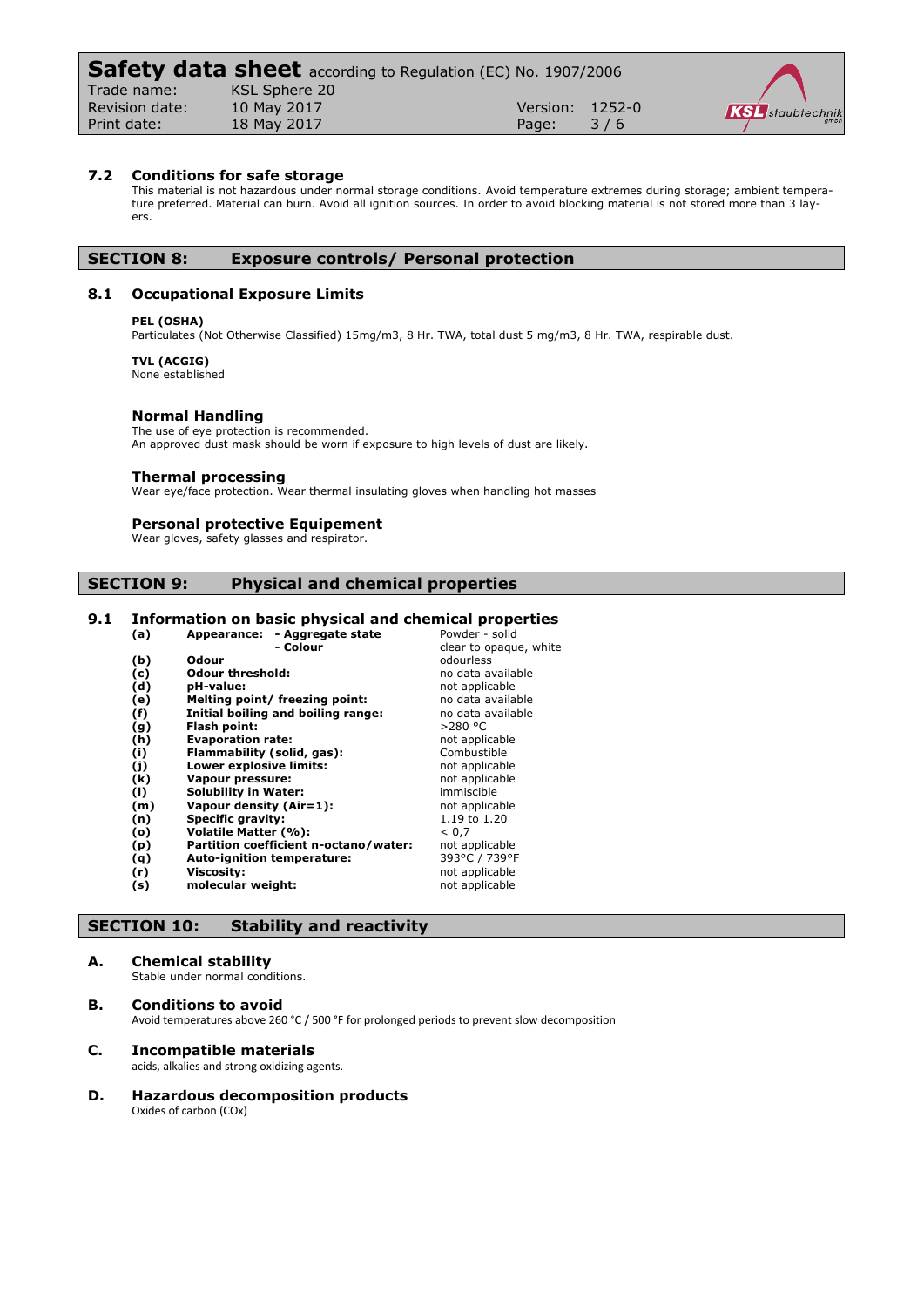### 7.2 Conditions for safe storage

This material is not hazardous under normal storage conditions. Avoid temperature extremes during storage; ambient temperature preferred. Material can burn. Avoid all ignition sources. In order to avoid blocking material is not stored more than 3 layers.

## SECTION 8: Exposure controls/ Personal protection

### 8.1 Occupational Exposure Limits

**PEL (OSHA)**
Particulates (Not Otherwise Classified) 15mg/m3, 8 Hr. TWA, total dust 5 mg/m3, 8 Hr. TWA, respirable dust.

**TVL (ACGIG)**
None established

#### Normal Handling

The use of eye protection is recommended.
An approved dust mask should be worn if exposure to high levels of dust are likely.

#### Thermal processing

Wear eye/face protection. Wear thermal insulating gloves when handling hot masses

#### Personal protective Equipement

Wear gloves, safety glasses and respirator.

## SECTION 9: Physical and chemical properties

### 9.1 Information on basic physical and chemical properties

| | | |
|---|---|---|
| **(a)** | **Appearance: - Aggregate state** | Powder - solid |
| | **- Colour** | clear to opaque, white |
| **(b)** | **Odour** | odourless |
| **(c)** | **Odour threshold:** | no data available |
| **(d)** | **pH-value:** | not applicable |
| **(e)** | **Melting point/ freezing point:** | no data available |
| **(f)** | **Initial boiling and boiling range:** | no data available |
| **(g)** | **Flash point:** | >280 °C |
| **(h)** | **Evaporation rate:** | not applicable |
| **(i)** | **Flammability (solid, gas):** | Combustible |
| **(j)** | **Lower explosive limits:** | not applicable |
| **(k)** | **Vapour pressure:** | not applicable |
| **(l)** | **Solubility in Water:** | immiscible |
| **(m)** | **Vapour density (Air=1):** | not applicable |
| **(n)** | **Specific gravity:** | 1.19 to 1.20 |
| **(o)** | **Volatile Matter (%):** | < 0,7 |
| **(p)** | **Partition coefficient n-octano/water:** | not applicable |
| **(q)** | **Auto-ignition temperature:** | 393°C / 739°F |
| **(r)** | **Viscosity:** | not applicable |
| **(s)** | **molecular weight:** | not applicable |

## SECTION 10: Stability and reactivity

### A. Chemical stability

Stable under normal conditions.

### B. Conditions to avoid

Avoid temperatures above 260 °C / 500 °F for prolonged periods to prevent slow decomposition

### C. Incompatible materials

acids, alkalies and strong oxidizing agents.

### D. Hazardous decomposition products

Oxides of carbon ($CO_x$)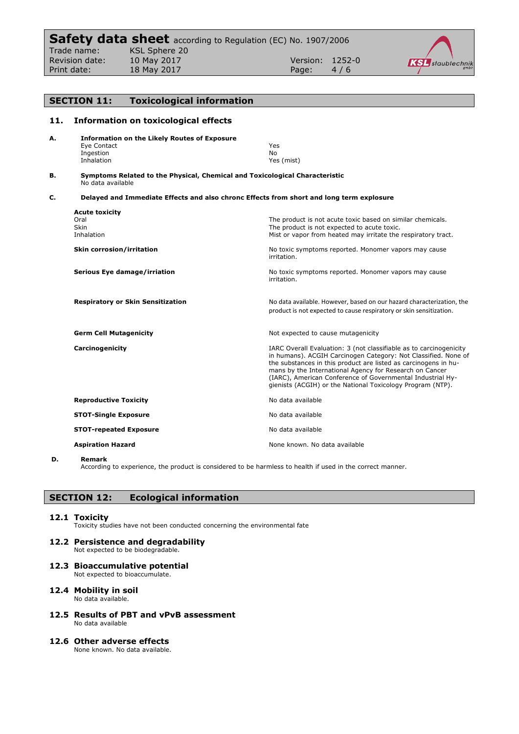## SECTION 11: Toxicological information

### 11. Information on toxicological effects

**A. Information on the Likely Routes of Exposure**

| | |
|---|---|
| Eye Contact | Yes |
| Ingestion | No |
| Inhalation | Yes (mist) |

**B. Symptoms Related to the Physical, Chemical and Toxicological Characteristic**

No data available

**C. Delayed and Immediate Effects and also chronc Effects from short and long term explosure**

| | |
|---|---|
| **Acute toxicity** | |
| Oral | The product is not acute toxic based on similar chemicals. |
| Skin | The product is not expected to acute toxic. |
| Inhalation | Mist or vapor from heated may irritate the respiratory tract. |
| **Skin corrosion/irritation** | No toxic symptoms reported. Monomer vapors may cause irritation. |
| **Serious Eye damage/irriation** | No toxic symptoms reported. Monomer vapors may cause irritation. |
| **Respiratory or Skin Sensitization** | No data available. However, based on our hazard characterization, the product is not expected to cause respiratory or skin sensitization. |
| **Germ Cell Mutagenicity** | Not expected to cause mutagenicity |
| **Carcinogenicity** | IARC Overall Evaluation: 3 (not classifiable as to carcinogenicity in humans). ACGIH Carcinogen Category: Not Classified. None of the substances in this product are listed as carcinogens in humans by the International Agency for Research on Cancer (IARC), American Conference of Governmental Industrial Hygienists (ACGIH) or the National Toxicology Program (NTP). |
| **Reproductive Toxicity** | No data available |
| **STOT-Single Exposure** | No data available |
| **STOT-repeated Exposure** | No data available |
| **Aspiration Hazard** | None known. No data available |

**D. Remark**

According to experience, the product is considered to be harmless to health if used in the correct manner.

## SECTION 12: Ecological information

### 12.1 Toxicity

Toxicity studies have not been conducted concerning the environmental fate

### 12.2 Persistence and degradability

Not expected to be biodegradable.

### 12.3 Bioaccumulative potential

Not expected to bioaccumulate.

### 12.4 Mobility in soil

No data available.

### 12.5 Results of PBT and vPvB assessment

No data available

### 12.6 Other adverse effects

None known. No data available.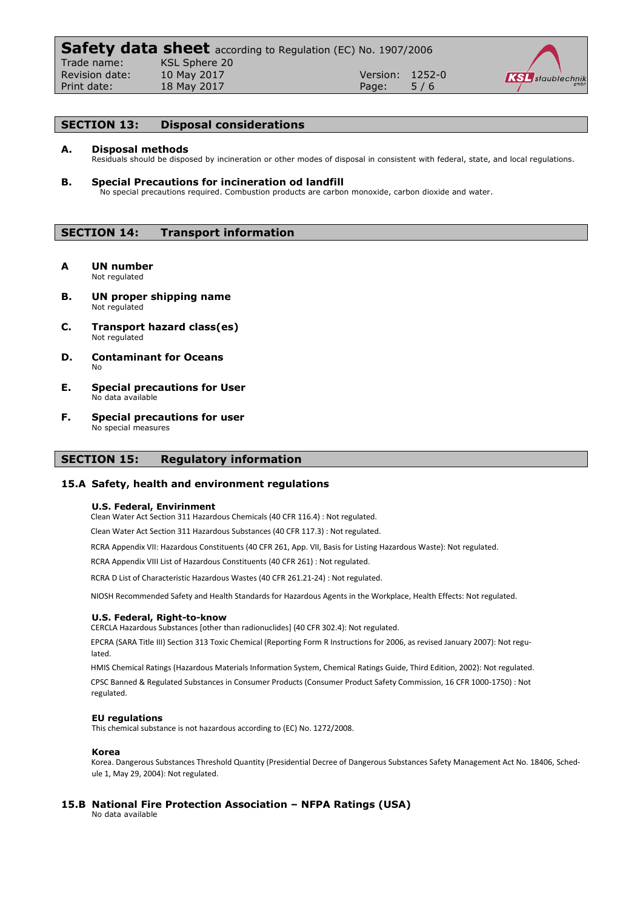## SECTION 13: Disposal considerations

### A. Disposal methods

Residuals should be disposed by incineration or other modes of disposal in consistent with federal, state, and local regulations.

### B. Special Precautions for incineration od landfill

No special precautions required. Combustion products are carbon monoxide, carbon dioxide and water.

## SECTION 14: Transport information

### A UN number

Not regulated

### B. UN proper shipping name

Not regulated

### C. Transport hazard class(es)

Not regulated

### D. Contaminant for Oceans

No

### E. Special precautions for User

No data available

### F. Special precautions for user

No special measures

## SECTION 15: Regulatory information

### 15.A Safety, health and environment regulations

**U.S. Federal, Envirinment**

Clean Water Act Section 311 Hazardous Chemicals (40 CFR 116.4) : Not regulated.

Clean Water Act Section 311 Hazardous Substances (40 CFR 117.3) : Not regulated.

RCRA Appendix VII: Hazardous Constituents (40 CFR 261, App. VII, Basis for Listing Hazardous Waste): Not regulated.

RCRA Appendix VIII List of Hazardous Constituents (40 CFR 261) : Not regulated.

RCRA D List of Characteristic Hazardous Wastes (40 CFR 261.21-24) : Not regulated.

NIOSH Recommended Safety and Health Standards for Hazardous Agents in the Workplace, Health Effects: Not regulated.

**U.S. Federal, Right-to-know**

CERCLA Hazardous Substances [other than radionuclides] (40 CFR 302.4): Not regulated.

EPCRA (SARA Title III) Section 313 Toxic Chemical (Reporting Form R Instructions for 2006, as revised January 2007): Not regulated.

HMIS Chemical Ratings (Hazardous Materials Information System, Chemical Ratings Guide, Third Edition, 2002): Not regulated.

CPSC Banned & Regulated Substances in Consumer Products (Consumer Product Safety Commission, 16 CFR 1000-1750) : Not regulated.

**EU regulations**

This chemical substance is not hazardous according to (EC) No. 1272/2008.

**Korea**

Korea. Dangerous Substances Threshold Quantity (Presidential Decree of Dangerous Substances Safety Management Act No. 18406, Schedule 1, May 29, 2004): Not regulated.

### 15.B National Fire Protection Association – NFPA Ratings (USA)

No data available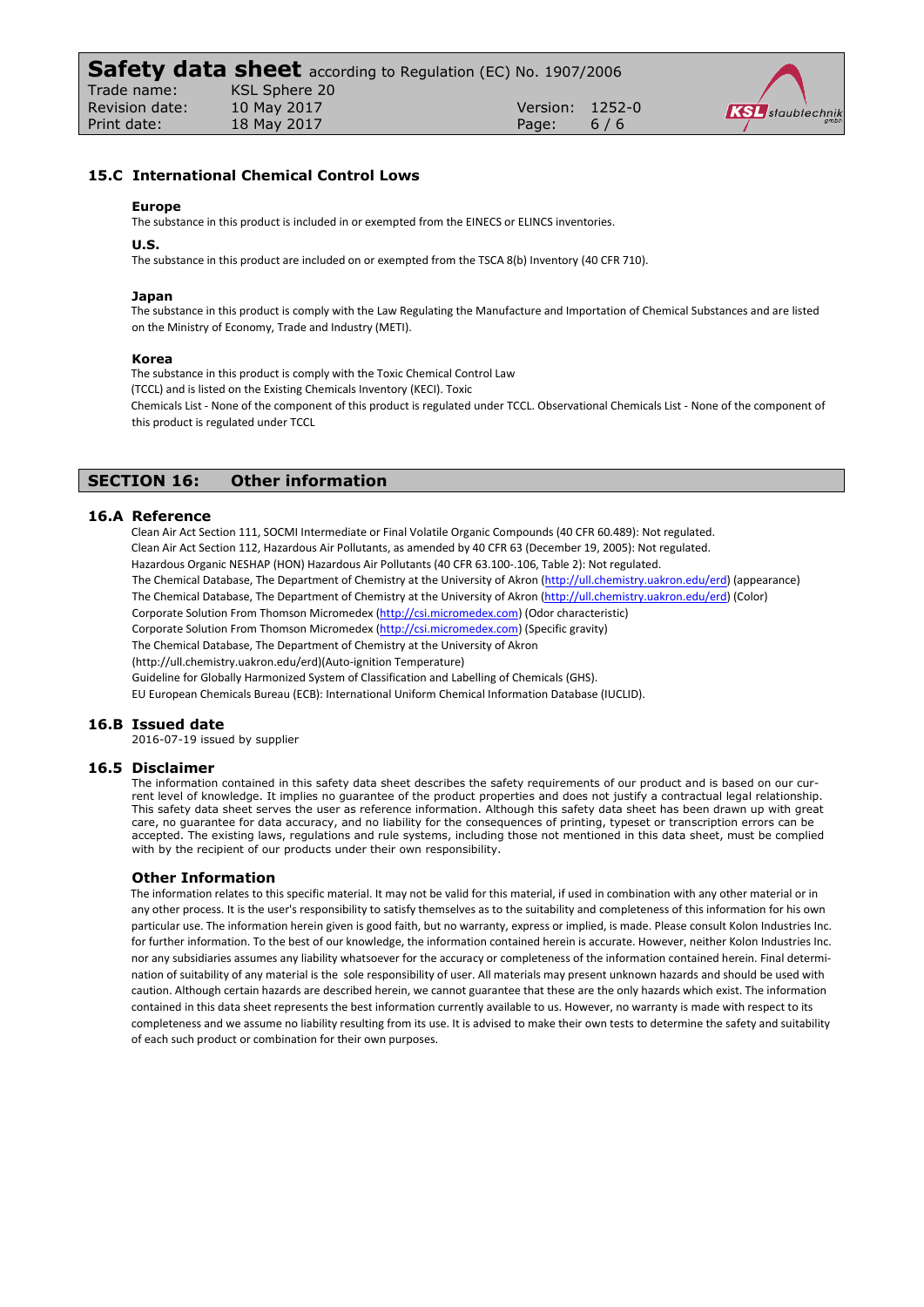## 15.C International Chemical Control Lows

**Europe**

The substance in this product is included in or exempted from the EINECS or ELINCS inventories.

**U.S.**

The substance in this product are included on or exempted from the TSCA 8(b) Inventory (40 CFR 710).

**Japan**

The substance in this product is comply with the Law Regulating the Manufacture and Importation of Chemical Substances and are listed on the Ministry of Economy, Trade and Industry (METI).

**Korea**

The substance in this product is comply with the Toxic Chemical Control Law (TCCL) and is listed on the Existing Chemicals Inventory (KECI). Toxic Chemicals List - None of the component of this product is regulated under TCCL. Observational Chemicals List - None of the component of this product is regulated under TCCL

# SECTION 16: Other information

## 16.A Reference

Clean Air Act Section 111, SOCMI Intermediate or Final Volatile Organic Compounds (40 CFR 60.489): Not regulated.
Clean Air Act Section 112, Hazardous Air Pollutants, as amended by 40 CFR 63 (December 19, 2005): Not regulated.
Hazardous Organic NESHAP (HON) Hazardous Air Pollutants (40 CFR 63.100-.106, Table 2): Not regulated.
The Chemical Database, The Department of Chemistry at the University of Akron (http://ull.chemistry.uakron.edu/erd) (appearance)
The Chemical Database, The Department of Chemistry at the University of Akron (http://ull.chemistry.uakron.edu/erd) (Color)
Corporate Solution From Thomson Micromedex (http://csi.micromedex.com) (Odor characteristic)
Corporate Solution From Thomson Micromedex (http://csi.micromedex.com) (Specific gravity)
The Chemical Database, The Department of Chemistry at the University of Akron (http://ull.chemistry.uakron.edu/erd)(Auto-ignition Temperature)
Guideline for Globally Harmonized System of Classification and Labelling of Chemicals (GHS).
EU European Chemicals Bureau (ECB): International Uniform Chemical Information Database (IUCLID).

## 16.B Issued date

2016-07-19 issued by supplier

## 16.5 Disclaimer

The information contained in this safety data sheet describes the safety requirements of our product and is based on our current level of knowledge. It implies no guarantee of the product properties and does not justify a contractual legal relationship. This safety data sheet serves the user as reference information. Although this safety data sheet has been drawn up with great care, no guarantee for data accuracy, and no liability for the consequences of printing, typeset or transcription errors can be accepted. The existing laws, regulations and rule systems, including those not mentioned in this data sheet, must be complied with by the recipient of our products under their own responsibility.

### Other Information

The information relates to this specific material. It may not be valid for this material, if used in combination with any other material or in any other process. It is the user's responsibility to satisfy themselves as to the suitability and completeness of this information for his own particular use. The information herein given is good faith, but no warranty, express or implied, is made. Please consult Kolon Industries Inc. for further information. To the best of our knowledge, the information contained herein is accurate. However, neither Kolon Industries Inc. nor any subsidiaries assumes any liability whatsoever for the accuracy or completeness of the information contained herein. Final determination of suitability of any material is the sole responsibility of user. All materials may present unknown hazards and should be used with caution. Although certain hazards are described herein, we cannot guarantee that these are the only hazards which exist. The information contained in this data sheet represents the best information currently available to us. However, no warranty is made with respect to its completeness and we assume no liability resulting from its use. It is advised to make their own tests to determine the safety and suitability of each such product or combination for their own purposes.